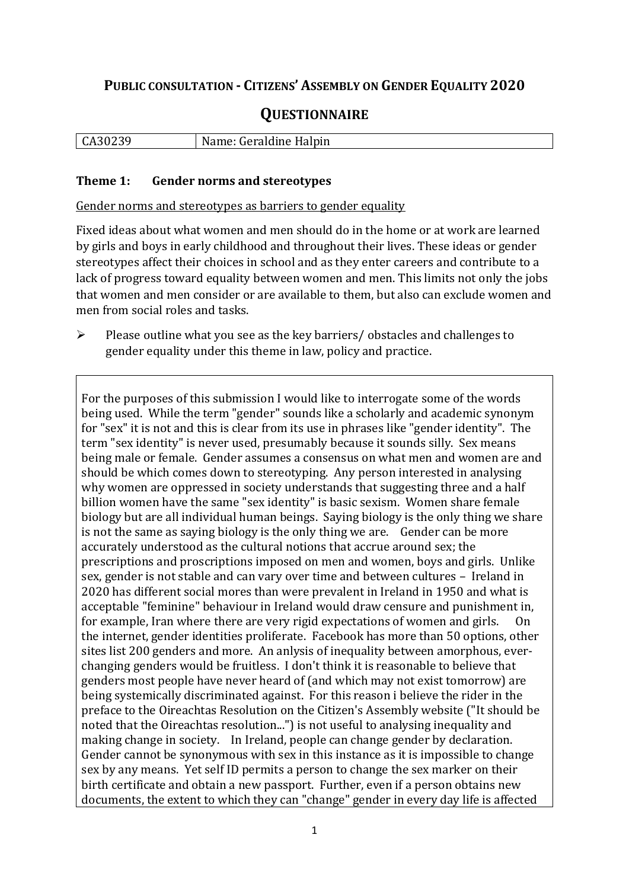# Public consultation - Citizens' Assembly on Gender Equality 2020

## Questionnaire

| CA30239 | Name: Geraldine Halpin |
|---|---|

### Theme 1: Gender norms and stereotypes

Gender norms and stereotypes as barriers to gender equality

Fixed ideas about what women and men should do in the home or at work are learned by girls and boys in early childhood and throughout their lives. These ideas or gender stereotypes affect their choices in school and as they enter careers and contribute to a lack of progress toward equality between women and men. This limits not only the jobs that women and men consider or are available to them, but also can exclude women and men from social roles and tasks.

- Please outline what you see as the key barriers/ obstacles and challenges to gender equality under this theme in law, policy and practice.

For the purposes of this submission I would like to interrogate some of the words being used. While the term "gender" sounds like a scholarly and academic synonym for "sex" it is not and this is clear from its use in phrases like "gender identity". The term "sex identity" is never used, presumably because it sounds silly. Sex means being male or female. Gender assumes a consensus on what men and women are and should be which comes down to stereotyping. Any person interested in analysing why women are oppressed in society understands that suggesting three and a half billion women have the same "sex identity" is basic sexism. Women share female biology but are all individual human beings. Saying biology is the only thing we share is not the same as saying biology is the only thing we are. Gender can be more accurately understood as the cultural notions that accrue around sex; the prescriptions and proscriptions imposed on men and women, boys and girls. Unlike sex, gender is not stable and can vary over time and between cultures – Ireland in 2020 has different social mores than were prevalent in Ireland in 1950 and what is acceptable "feminine" behaviour in Ireland would draw censure and punishment in, for example, Iran where there are very rigid expectations of women and girls. On the internet, gender identities proliferate. Facebook has more than 50 options, other sites list 200 genders and more. An anlysis of inequality between amorphous, ever-changing genders would be fruitless. I don't think it is reasonable to believe that genders most people have never heard of (and which may not exist tomorrow) are being systemically discriminated against. For this reason i believe the rider in the preface to the Oireachtas Resolution on the Citizen's Assembly website ("It should be noted that the Oireachtas resolution...") is not useful to analysing inequality and making change in society. In Ireland, people can change gender by declaration. Gender cannot be synonymous with sex in this instance as it is impossible to change sex by any means. Yet self ID permits a person to change the sex marker on their birth certificate and obtain a new passport. Further, even if a person obtains new documents, the extent to which they can "change" gender in every day life is affected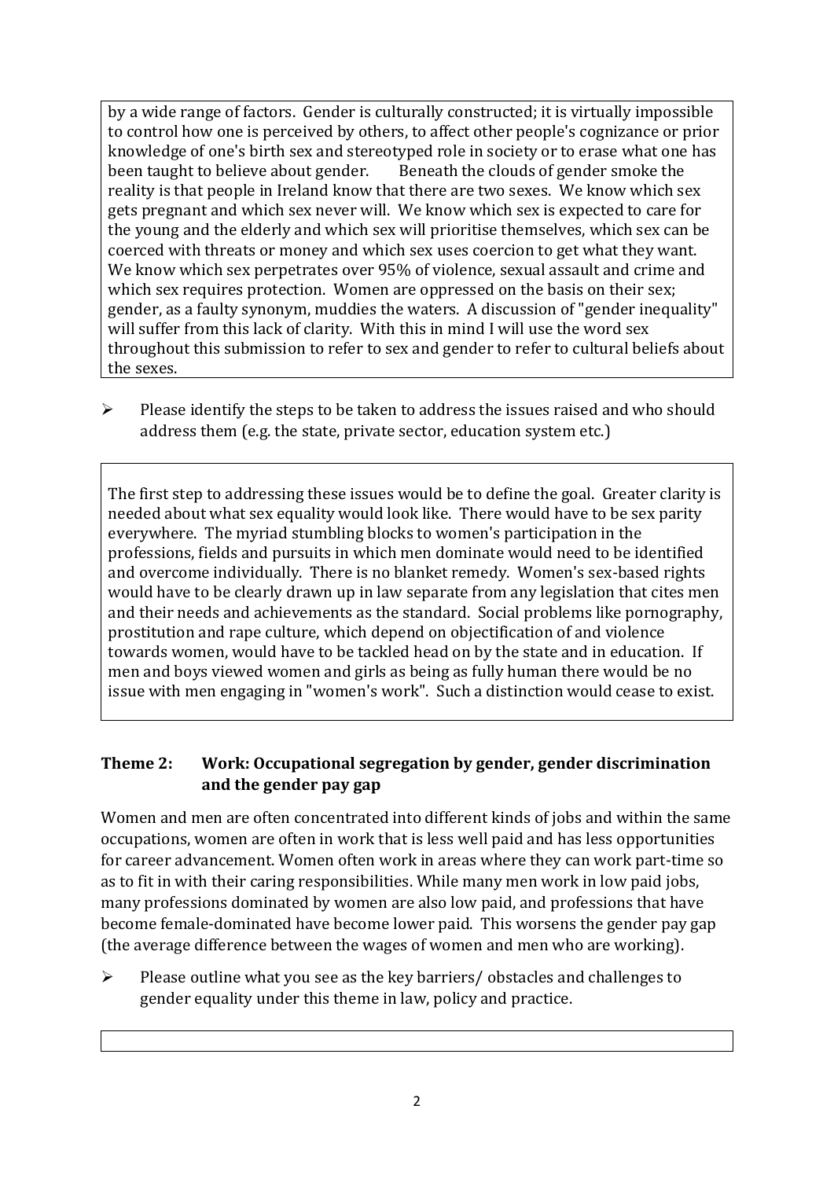by a wide range of factors. Gender is culturally constructed; it is virtually impossible to control how one is perceived by others, to affect other people's cognizance or prior knowledge of one's birth sex and stereotyped role in society or to erase what one has been taught to believe about gender. Beneath the clouds of gender smoke the reality is that people in Ireland know that there are two sexes. We know which sex gets pregnant and which sex never will. We know which sex is expected to care for the young and the elderly and which sex will prioritise themselves, which sex can be coerced with threats or money and which sex uses coercion to get what they want. We know which sex perpetrates over 95% of violence, sexual assault and crime and which sex requires protection. Women are oppressed on the basis on their sex; gender, as a faulty synonym, muddies the waters. A discussion of "gender inequality" will suffer from this lack of clarity. With this in mind I will use the word sex throughout this submission to refer to sex and gender to refer to cultural beliefs about the sexes.

- Please identify the steps to be taken to address the issues raised and who should address them (e.g. the state, private sector, education system etc.)

The first step to addressing these issues would be to define the goal. Greater clarity is needed about what sex equality would look like. There would have to be sex parity everywhere. The myriad stumbling blocks to women's participation in the professions, fields and pursuits in which men dominate would need to be identified and overcome individually. There is no blanket remedy. Women's sex-based rights would have to be clearly drawn up in law separate from any legislation that cites men and their needs and achievements as the standard. Social problems like pornography, prostitution and rape culture, which depend on objectification of and violence towards women, would have to be tackled head on by the state and in education. If men and boys viewed women and girls as being as fully human there would be no issue with men engaging in "women's work". Such a distinction would cease to exist.

## Theme 2: Work: Occupational segregation by gender, gender discrimination and the gender pay gap

Women and men are often concentrated into different kinds of jobs and within the same occupations, women are often in work that is less well paid and has less opportunities for career advancement. Women often work in areas where they can work part-time so as to fit in with their caring responsibilities. While many men work in low paid jobs, many professions dominated by women are also low paid, and professions that have become female-dominated have become lower paid. This worsens the gender pay gap (the average difference between the wages of women and men who are working).

- Please outline what you see as the key barriers/ obstacles and challenges to gender equality under this theme in law, policy and practice.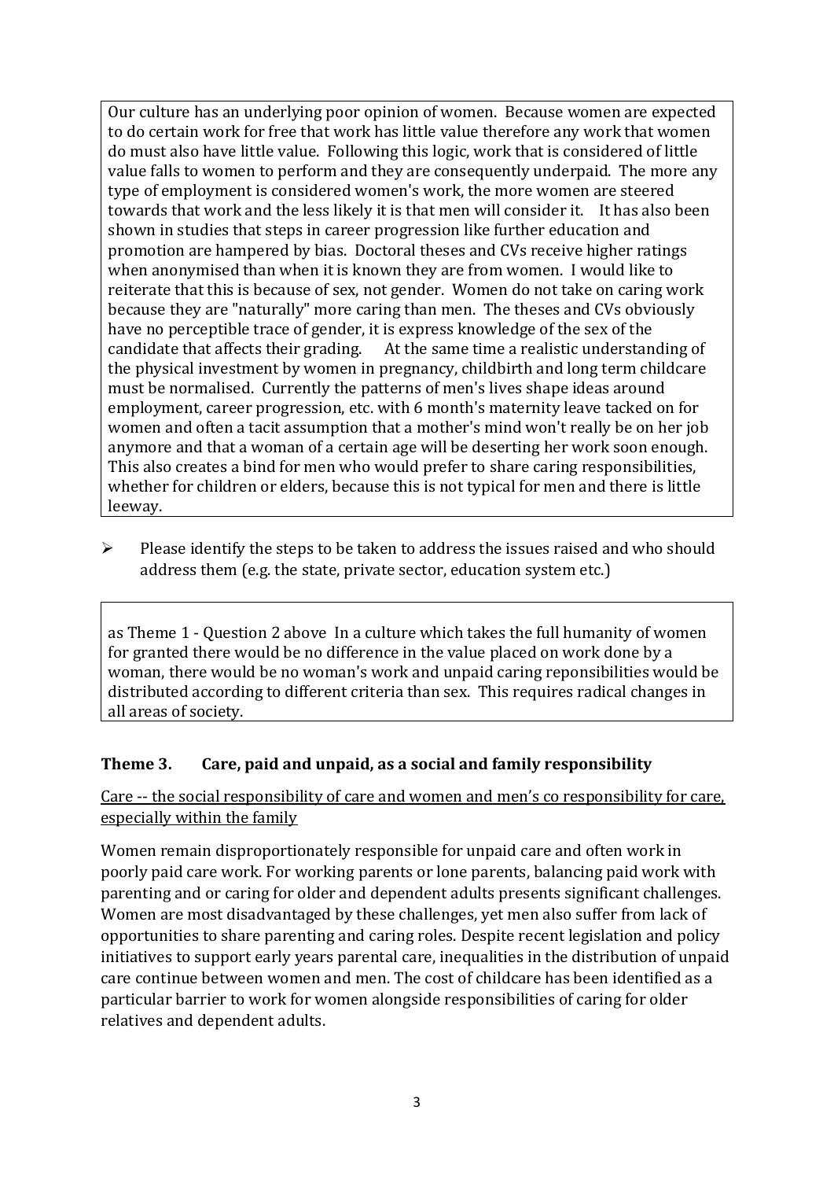Our culture has an underlying poor opinion of women. Because women are expected to do certain work for free that work has little value therefore any work that women do must also have little value. Following this logic, work that is considered of little value falls to women to perform and they are consequently underpaid. The more any type of employment is considered women's work, the more women are steered towards that work and the less likely it is that men will consider it. It has also been shown in studies that steps in career progression like further education and promotion are hampered by bias. Doctoral theses and CVs receive higher ratings when anonymised than when it is known they are from women. I would like to reiterate that this is because of sex, not gender. Women do not take on caring work because they are "naturally" more caring than men. The theses and CVs obviously have no perceptible trace of gender, it is express knowledge of the sex of the candidate that affects their grading. At the same time a realistic understanding of the physical investment by women in pregnancy, childbirth and long term childcare must be normalised. Currently the patterns of men's lives shape ideas around employment, career progression, etc. with 6 month's maternity leave tacked on for women and often a tacit assumption that a mother's mind won't really be on her job anymore and that a woman of a certain age will be deserting her work soon enough. This also creates a bind for men who would prefer to share caring responsibilities, whether for children or elders, because this is not typical for men and there is little leeway.

- Please identify the steps to be taken to address the issues raised and who should address them (e.g. the state, private sector, education system etc.)

as Theme 1 - Question 2 above In a culture which takes the full humanity of women for granted there would be no difference in the value placed on work done by a woman, there would be no woman's work and unpaid caring reponsibilities would be distributed according to different criteria than sex. This requires radical changes in all areas of society.

### Theme 3. Care, paid and unpaid, as a social and family responsibility

Care -- the social responsibility of care and women and men's co responsibility for care, especially within the family

Women remain disproportionately responsible for unpaid care and often work in poorly paid care work. For working parents or lone parents, balancing paid work with parenting and or caring for older and dependent adults presents significant challenges. Women are most disadvantaged by these challenges, yet men also suffer from lack of opportunities to share parenting and caring roles. Despite recent legislation and policy initiatives to support early years parental care, inequalities in the distribution of unpaid care continue between women and men. The cost of childcare has been identified as a particular barrier to work for women alongside responsibilities of caring for older relatives and dependent adults.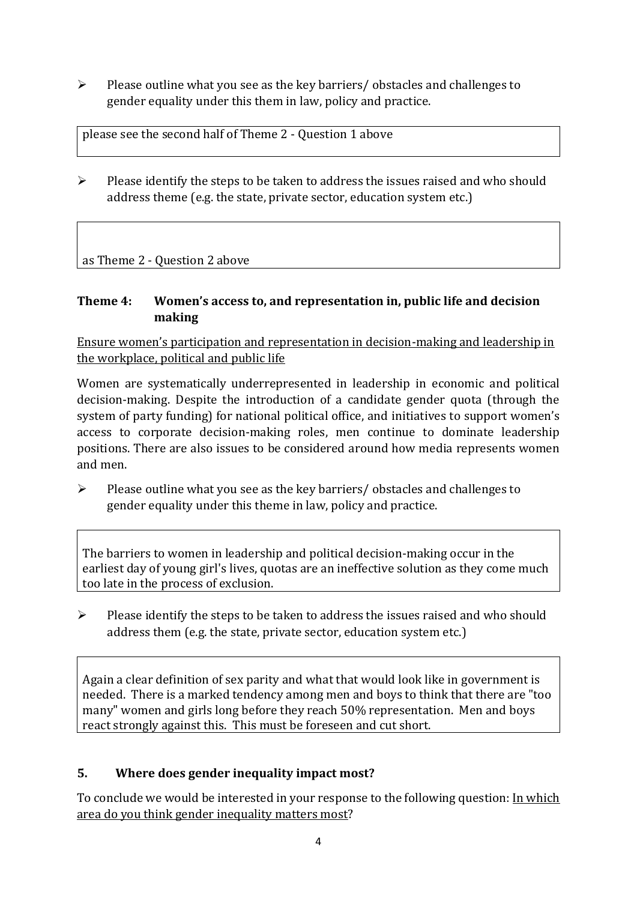- Please outline what you see as the key barriers/ obstacles and challenges to gender equality under this them in law, policy and practice.

| please see the second half of Theme 2 - Question 1 above |
|---|

- Please identify the steps to be taken to address the issues raised and who should address theme (e.g. the state, private sector, education system etc.)

| as Theme 2 - Question 2 above |
|---|

### Theme 4: Women's access to, and representation in, public life and decision making

Ensure women's participation and representation in decision-making and leadership in the workplace, political and public life

Women are systematically underrepresented in leadership in economic and political decision-making. Despite the introduction of a candidate gender quota (through the system of party funding) for national political office, and initiatives to support women's access to corporate decision-making roles, men continue to dominate leadership positions. There are also issues to be considered around how media represents women and men.

- Please outline what you see as the key barriers/ obstacles and challenges to gender equality under this theme in law, policy and practice.

| The barriers to women in leadership and political decision-making occur in the earliest day of young girl's lives, quotas are an ineffective solution as they come much too late in the process of exclusion. |
|---|

- Please identify the steps to be taken to address the issues raised and who should address them (e.g. the state, private sector, education system etc.)

| Again a clear definition of sex parity and what that would look like in government is needed. There is a marked tendency among men and boys to think that there are "too many" women and girls long before they reach 50% representation. Men and boys react strongly against this. This must be foreseen and cut short. |
|---|

## 5. Where does gender inequality impact most?

To conclude we would be interested in your response to the following question: In which area do you think gender inequality matters most?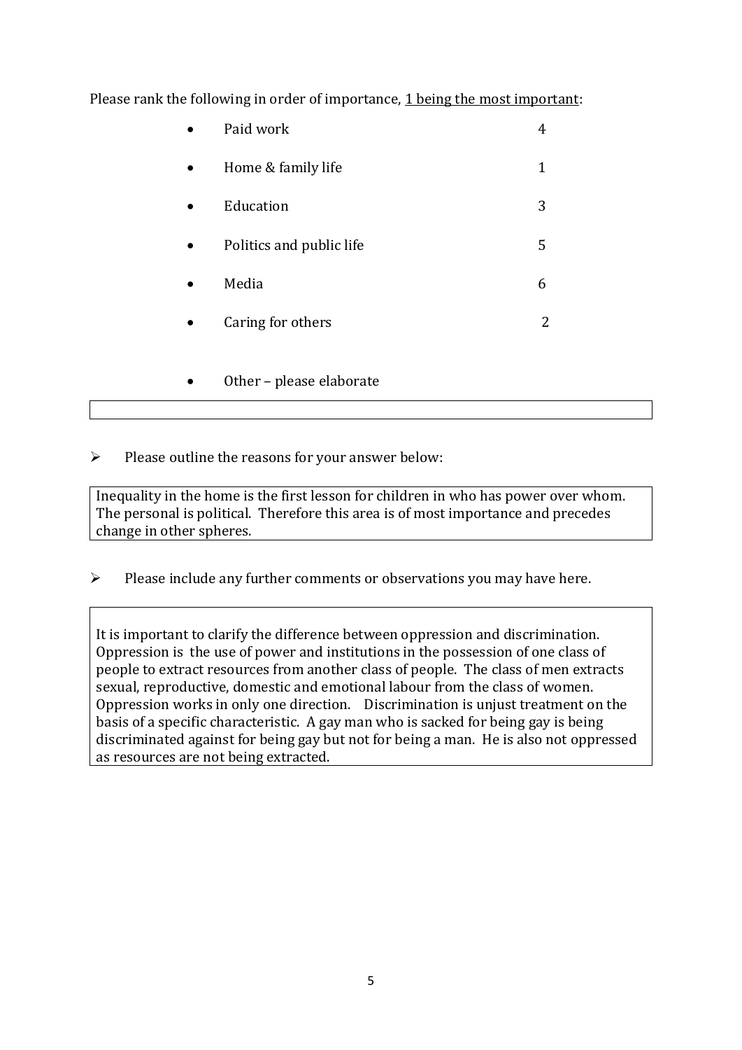Please rank the following in order of importance, <u>1 being the most important</u>:

| | |
|---|---|
| • Paid work | 4 |
| • Home & family life | 1 |
| • Education | 3 |
| • Politics and public life | 5 |
| • Media | 6 |
| • Caring for others | 2 |

- Other – please elaborate

➢ Please outline the reasons for your answer below:

Inequality in the home is the first lesson for children in who has power over whom. The personal is political. Therefore this area is of most importance and precedes change in other spheres.

➢ Please include any further comments or observations you may have here.

It is important to clarify the difference between oppression and discrimination. Oppression is the use of power and institutions in the possession of one class of people to extract resources from another class of people. The class of men extracts sexual, reproductive, domestic and emotional labour from the class of women. Oppression works in only one direction. Discrimination is unjust treatment on the basis of a specific characteristic. A gay man who is sacked for being gay is being discriminated against for being gay but not for being a man. He is also not oppressed as resources are not being extracted.